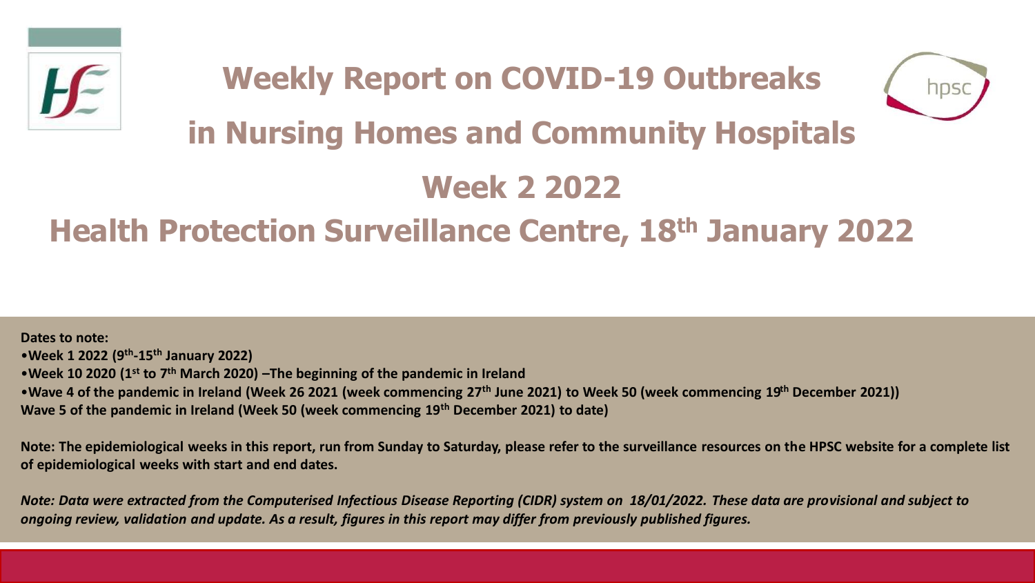# Weekly Report on COVID-19 Outbreaks in Nursing Homes and Community Hospitals

# Week 2 2022

## Health Protection Surveillance Centre, 18th January 2022

**Dates to note:**

- **Week 1 2022 (9th-15th January 2022)**
- **Week 10 2020 (1st to 7th March 2020) –The beginning of the pandemic in Ireland**
- **Wave 4 of the pandemic in Ireland (Week 26 2021 (week commencing 27th June 2021) to Week 50 (week commencing 19th December 2021))**

**Wave 5 of the pandemic in Ireland (Week 50 (week commencing 19th December 2021) to date)**

**Note: The epidemiological weeks in this report, run from Sunday to Saturday, please refer to the surveillance resources on the HPSC website for a complete list of epidemiological weeks with start and end dates.**

***Note: Data were extracted from the Computerised Infectious Disease Reporting (CIDR) system on 18/01/2022. These data are provisional and subject to ongoing review, validation and update. As a result, figures in this report may differ from previously published figures.***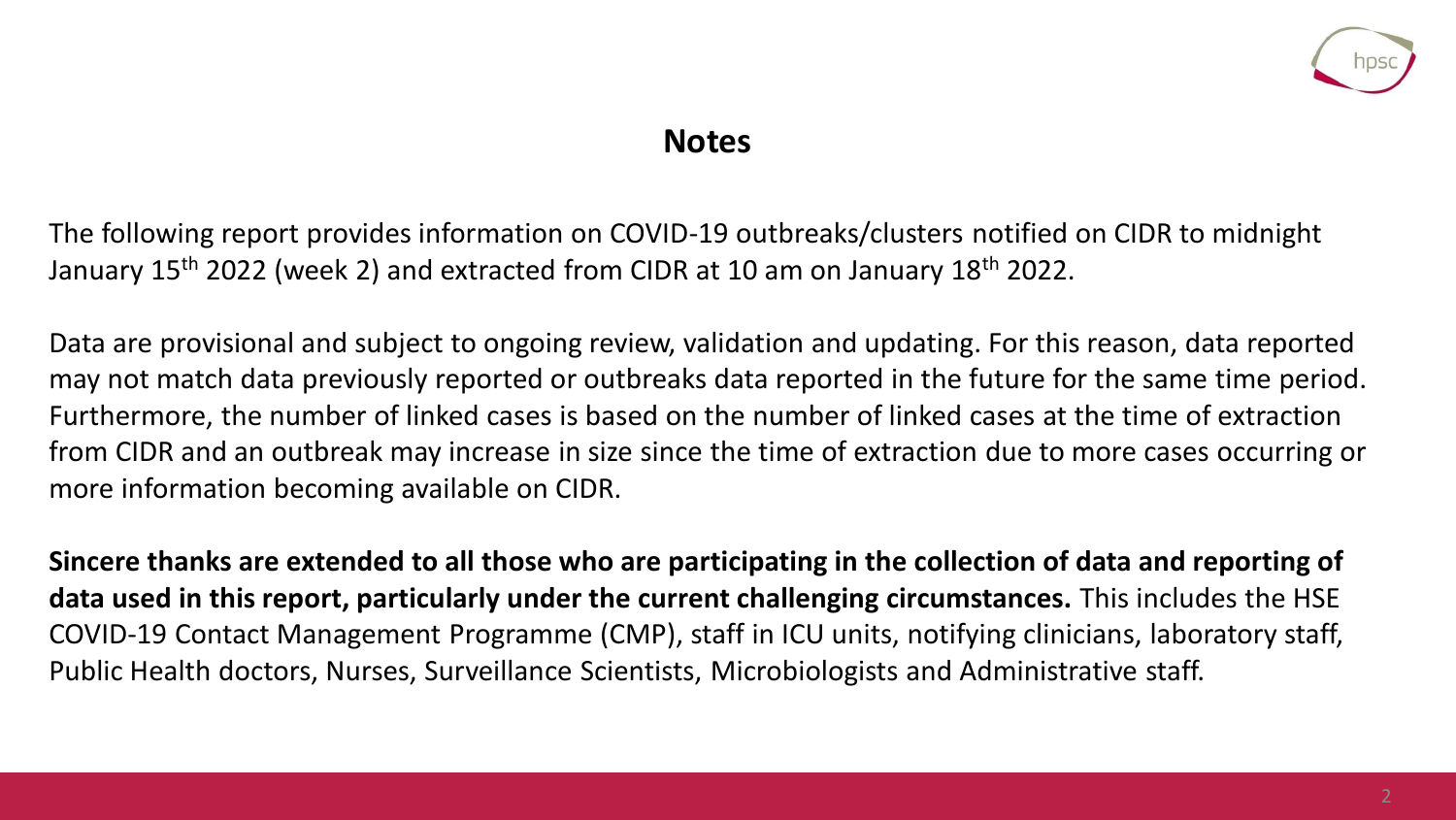## Notes

The following report provides information on COVID-19 outbreaks/clusters notified on CIDR to midnight January 15th 2022 (week 2) and extracted from CIDR at 10 am on January 18th 2022.

Data are provisional and subject to ongoing review, validation and updating. For this reason, data reported may not match data previously reported or outbreaks data reported in the future for the same time period. Furthermore, the number of linked cases is based on the number of linked cases at the time of extraction from CIDR and an outbreak may increase in size since the time of extraction due to more cases occurring or more information becoming available on CIDR.

**Sincere thanks are extended to all those who are participating in the collection of data and reporting of data used in this report, particularly under the current challenging circumstances.** This includes the HSE COVID-19 Contact Management Programme (CMP), staff in ICU units, notifying clinicians, laboratory staff, Public Health doctors, Nurses, Surveillance Scientists, Microbiologists and Administrative staff.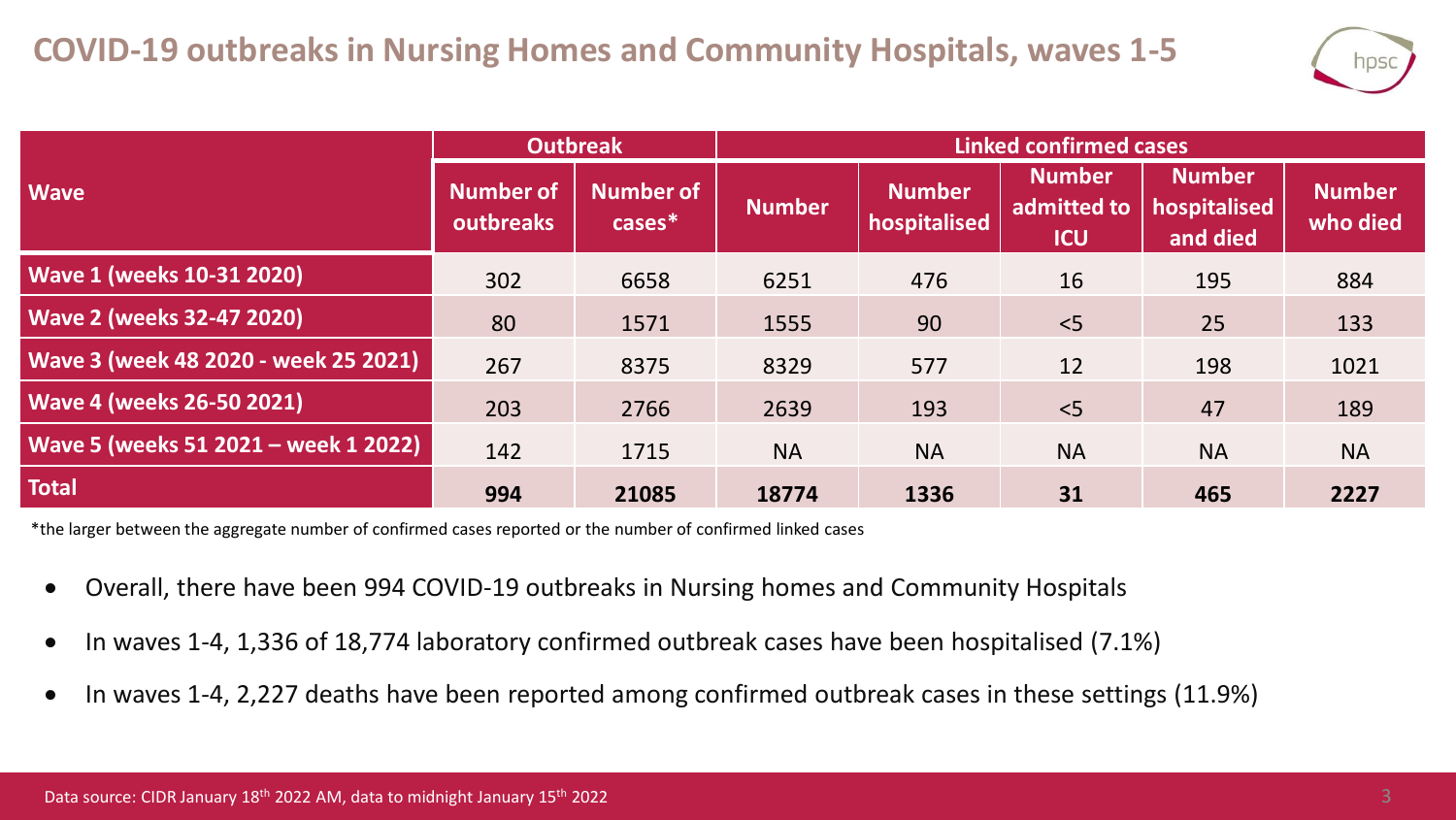# COVID-19 outbreaks in Nursing Homes and Community Hospitals, waves 1-5

| Wave | Outbreak | | Linked confirmed cases | | | | |
|---|---|---|---|---|---|---|---|
| | Number of outbreaks | Number of cases* | Number | Number hospitalised | Number admitted to ICU | Number hospitalised and died | Number who died |
| **Wave 1 (weeks 10-31 2020)** | 302 | 6658 | 6251 | 476 | 16 | 195 | 884 |
| **Wave 2 (weeks 32-47 2020)** | 80 | 1571 | 1555 | 90 | <5 | 25 | 133 |
| **Wave 3 (week 48 2020 - week 25 2021)** | 267 | 8375 | 8329 | 577 | 12 | 198 | 1021 |
| **Wave 4 (weeks 26-50 2021)** | 203 | 2766 | 2639 | 193 | <5 | 47 | 189 |
| **Wave 5 (weeks 51 2021 – week 1 2022)** | 142 | 1715 | NA | NA | NA | NA | NA |
| **Total** | **994** | **21085** | **18774** | **1336** | **31** | **465** | **2227** |

*the larger between the aggregate number of confirmed cases reported or the number of confirmed linked cases

- Overall, there have been 994 COVID-19 outbreaks in Nursing homes and Community Hospitals
- In waves 1-4, 1,336 of 18,774 laboratory confirmed outbreak cases have been hospitalised (7.1%)
- In waves 1-4, 2,227 deaths have been reported among confirmed outbreak cases in these settings (11.9%)

Data source: CIDR January 18th 2022 AM, data to midnight January 15th 2022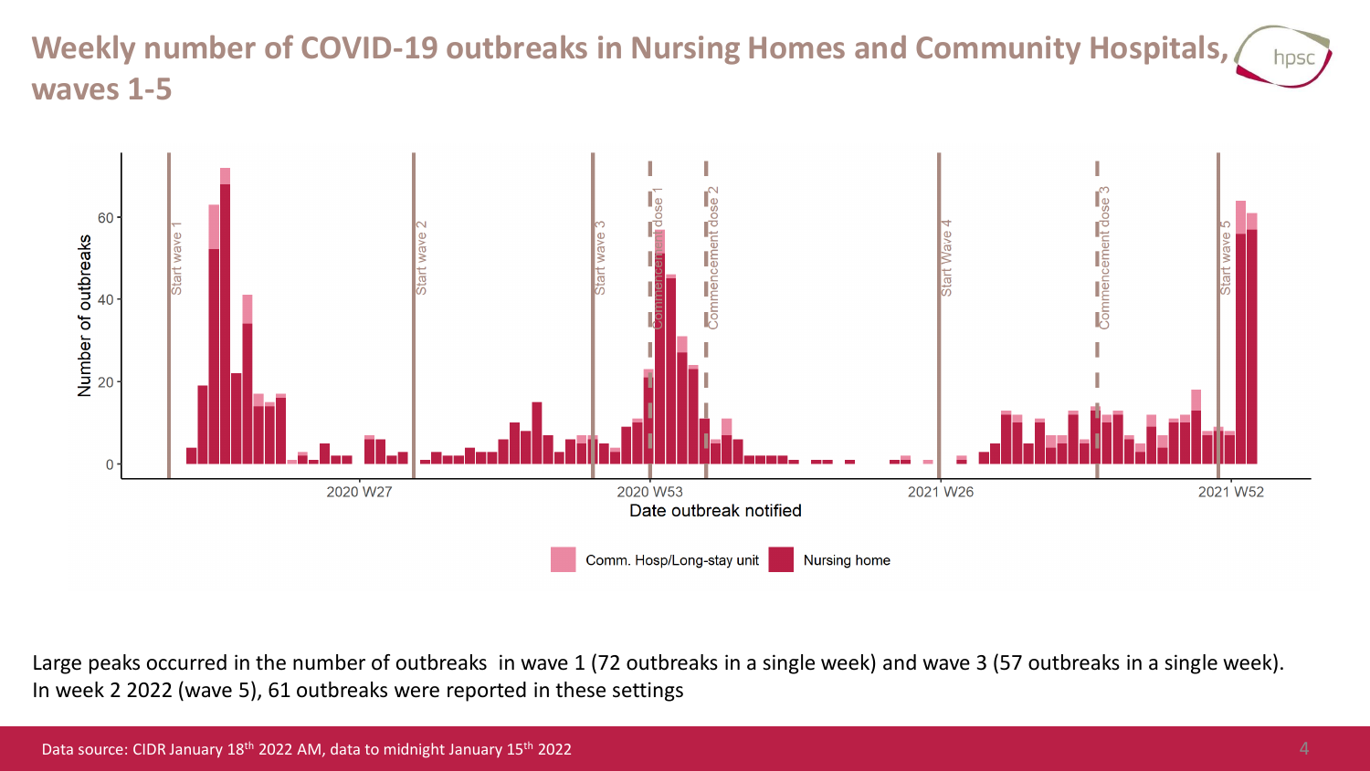# Weekly number of COVID-19 outbreaks in Nursing Homes and Community Hospitals, waves 1-5

Large peaks occurred in the number of outbreaks in wave 1 (72 outbreaks in a single week) and wave 3 (57 outbreaks in a single week). In week 2 2022 (wave 5), 61 outbreaks were reported in these settings

Data source: CIDR January 18th 2022 AM, data to midnight January 15th 2022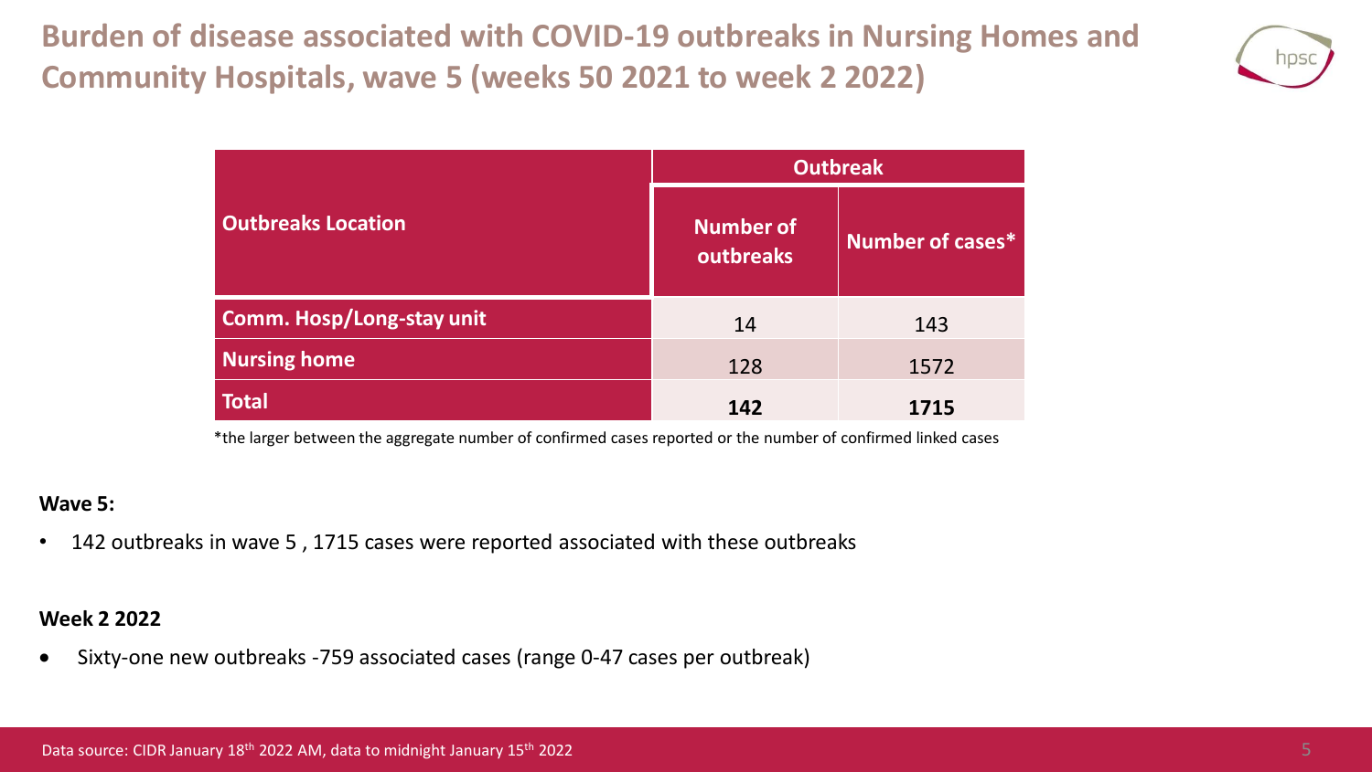# Burden of disease associated with COVID-19 outbreaks in Nursing Homes and Community Hospitals, wave 5 (weeks 50 2021 to week 2 2022)

| Outbreaks Location | Outbreak | |
|---|---|---|
| | Number of outbreaks | Number of cases* |
| **Comm. Hosp/Long-stay unit** | 14 | 143 |
| **Nursing home** | 128 | 1572 |
| **Total** | **142** | **1715** |

*the larger between the aggregate number of confirmed cases reported or the number of confirmed linked cases

**Wave 5:**

- 142 outbreaks in wave 5 , 1715 cases were reported associated with these outbreaks

**Week 2 2022**

- Sixty-one new outbreaks -759 associated cases (range 0-47 cases per outbreak)

Data source: CIDR January 18th 2022 AM, data to midnight January 15th 2022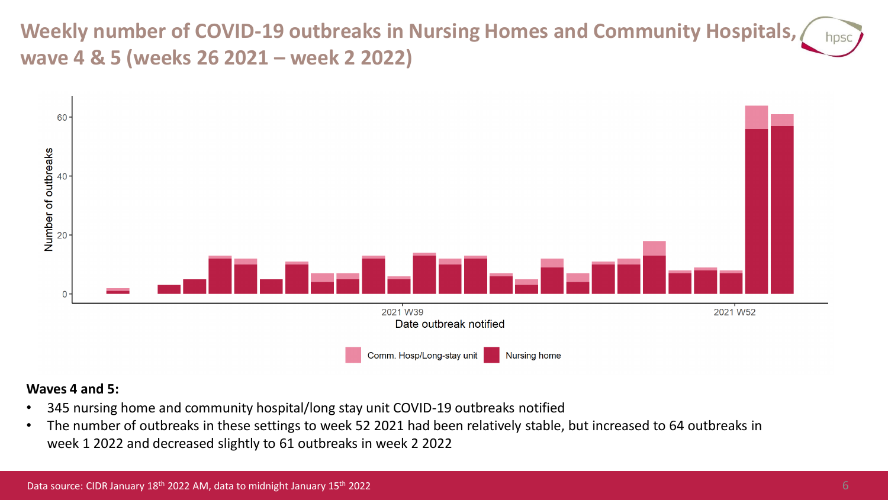# Weekly number of COVID-19 outbreaks in Nursing Homes and Community Hospitals, wave 4 & 5 (weeks 26 2021 – week 2 2022)

**Waves 4 and 5:**

- 345 nursing home and community hospital/long stay unit COVID-19 outbreaks notified
- The number of outbreaks in these settings to week 52 2021 had been relatively stable, but increased to 64 outbreaks in week 1 2022 and decreased slightly to 61 outbreaks in week 2 2022

Data source: CIDR January 18th 2022 AM, data to midnight January 15th 2022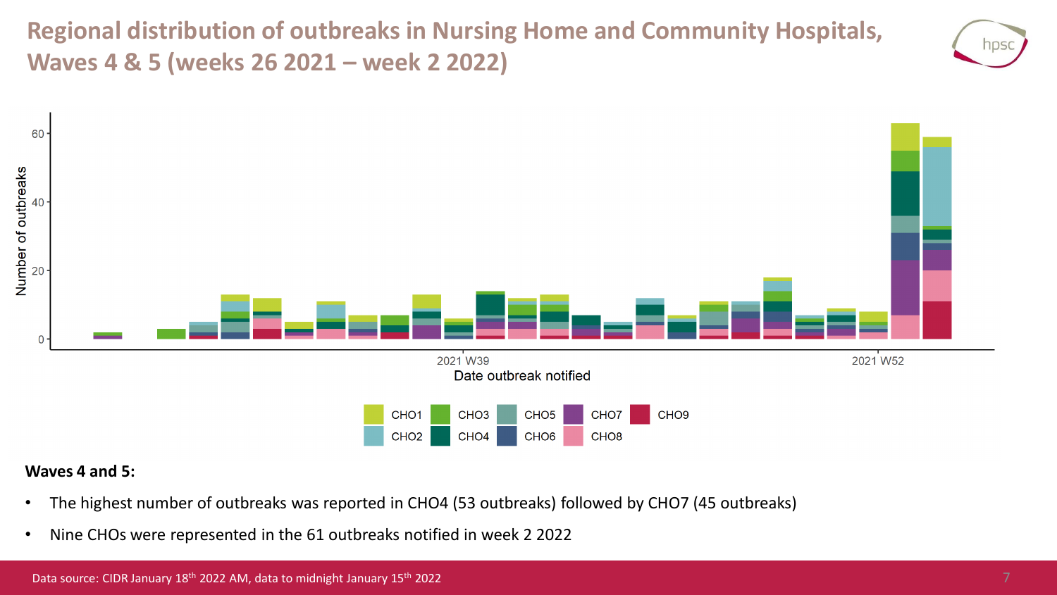# Regional distribution of outbreaks in Nursing Home and Community Hospitals, Waves 4 & 5 (weeks 26 2021 – week 2 2022)

**Waves 4 and 5:**

- The highest number of outbreaks was reported in CHO4 (53 outbreaks) followed by CHO7 (45 outbreaks)
- Nine CHOs were represented in the 61 outbreaks notified in week 2 2022

Data source: CIDR January 18th 2022 AM, data to midnight January 15th 2022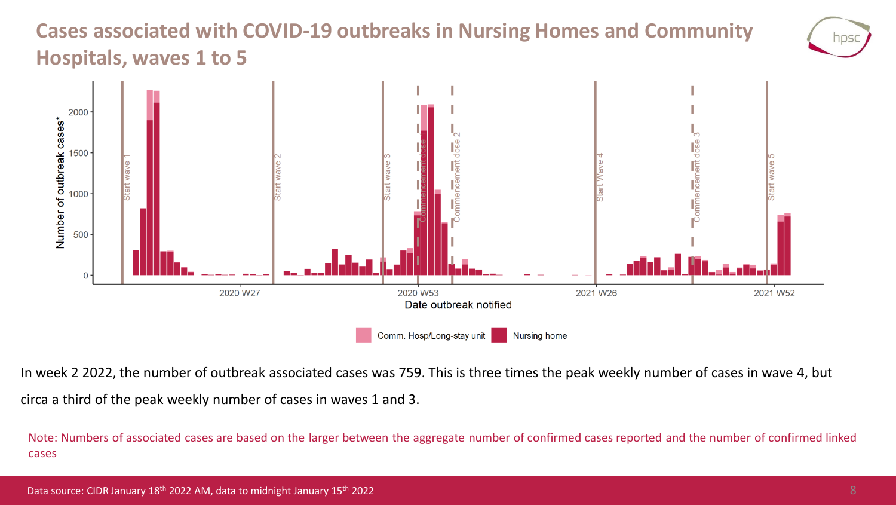# Cases associated with COVID-19 outbreaks in Nursing Homes and Community Hospitals, waves 1 to 5

In week 2 2022, the number of outbreak associated cases was 759. This is three times the peak weekly number of cases in wave 4, but circa a third of the peak weekly number of cases in waves 1 and 3.

Note: Numbers of associated cases are based on the larger between the aggregate number of confirmed cases reported and the number of confirmed linked cases

Data source: CIDR January 18th 2022 AM, data to midnight January 15th 2022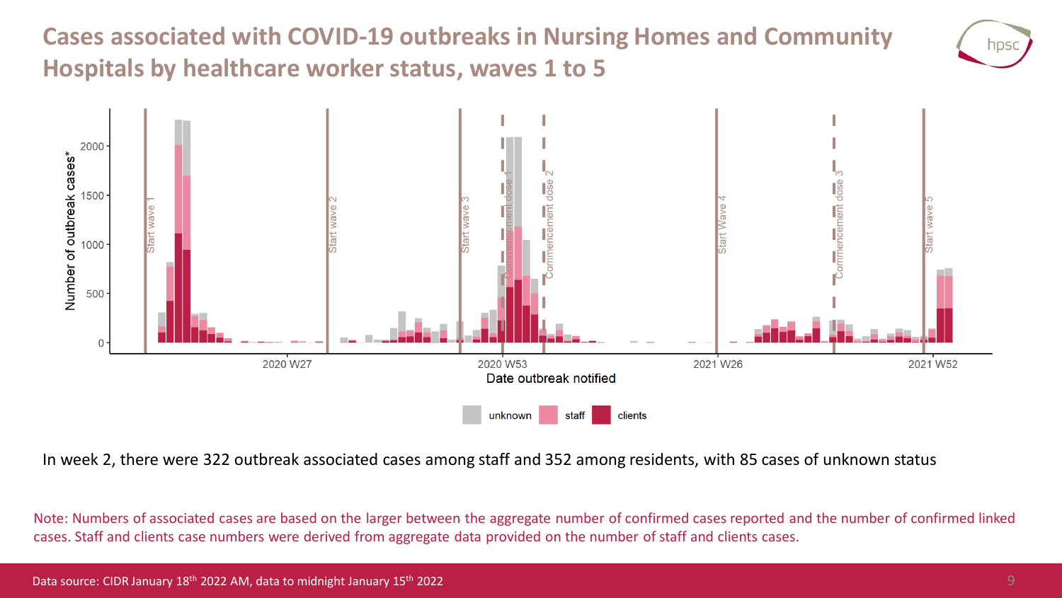# Cases associated with COVID-19 outbreaks in Nursing Homes and Community Hospitals by healthcare worker status, waves 1 to 5

In week 2, there were 322 outbreak associated cases among staff and 352 among residents, with 85 cases of unknown status

Note: Numbers of associated cases are based on the larger between the aggregate number of confirmed cases reported and the number of confirmed linked cases. Staff and clients case numbers were derived from aggregate data provided on the number of staff and clients cases.

Data source: CIDR January 18th 2022 AM, data to midnight January 15th 2022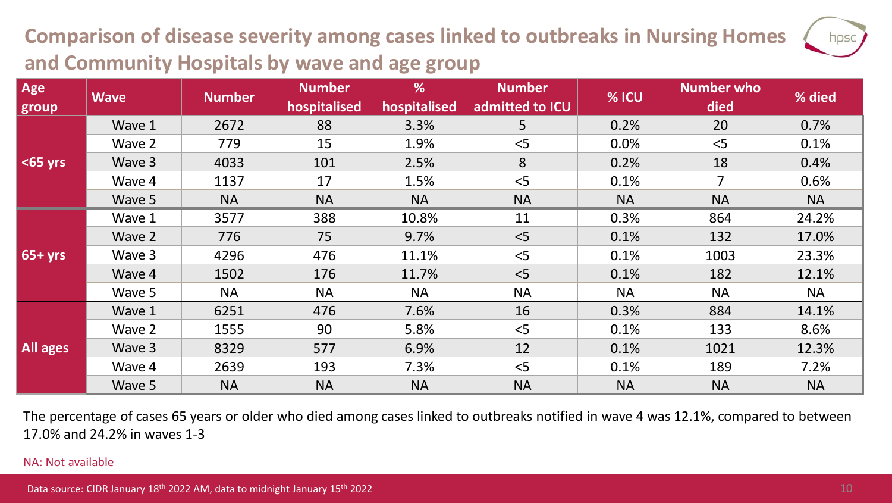## Comparison of disease severity among cases linked to outbreaks in Nursing Homes and Community Hospitals by wave and age group

| Age group | Wave | Number | Number hospitalised | % hospitalised | Number admitted to ICU | % ICU | Number who died | % died |
|---|---|---|---|---|---|---|---|---|
| <65 yrs | Wave 1 | 2672 | 88 | 3.3% | 5 | 0.2% | 20 | 0.7% |
| | Wave 2 | 779 | 15 | 1.9% | <5 | 0.0% | <5 | 0.1% |
| | Wave 3 | 4033 | 101 | 2.5% | 8 | 0.2% | 18 | 0.4% |
| | Wave 4 | 1137 | 17 | 1.5% | <5 | 0.1% | 7 | 0.6% |
| | Wave 5 | NA | NA | NA | NA | NA | NA | NA |
| 65+ yrs | Wave 1 | 3577 | 388 | 10.8% | 11 | 0.3% | 864 | 24.2% |
| | Wave 2 | 776 | 75 | 9.7% | <5 | 0.1% | 132 | 17.0% |
| | Wave 3 | 4296 | 476 | 11.1% | <5 | 0.1% | 1003 | 23.3% |
| | Wave 4 | 1502 | 176 | 11.7% | <5 | 0.1% | 182 | 12.1% |
| | Wave 5 | NA | NA | NA | NA | NA | NA | NA |
| All ages | Wave 1 | 6251 | 476 | 7.6% | 16 | 0.3% | 884 | 14.1% |
| | Wave 2 | 1555 | 90 | 5.8% | <5 | 0.1% | 133 | 8.6% |
| | Wave 3 | 8329 | 577 | 6.9% | 12 | 0.1% | 1021 | 12.3% |
| | Wave 4 | 2639 | 193 | 7.3% | <5 | 0.1% | 189 | 7.2% |
| | Wave 5 | NA | NA | NA | NA | NA | NA | NA |

The percentage of cases 65 years or older who died among cases linked to outbreaks notified in wave 4 was 12.1%, compared to between 17.0% and 24.2% in waves 1-3

NA: Not available

Data source: CIDR January 18th 2022 AM, data to midnight January 15th 2022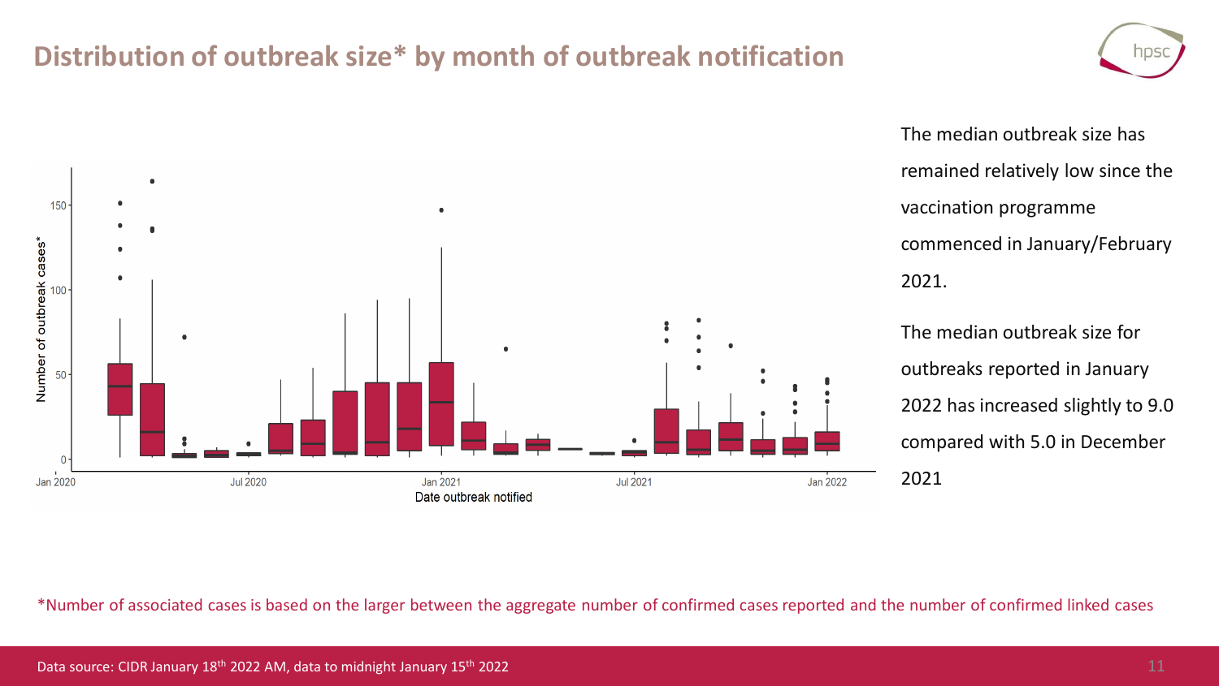# Distribution of outbreak size* by month of outbreak notification

Number of outbreak cases*

150

100

50

0

Jan 2020

Jul 2020

Jan 2021

Jul 2021

Jan 2022

Date outbreak notified

The median outbreak size has remained relatively low since the vaccination programme commenced in January/February 2021.

The median outbreak size for outbreaks reported in January 2022 has increased slightly to 9.0 compared with 5.0 in December 2021

*Number of associated cases is based on the larger between the aggregate number of confirmed cases reported and the number of confirmed linked cases

Data source: CIDR January 18th 2022 AM, data to midnight January 15th 2022